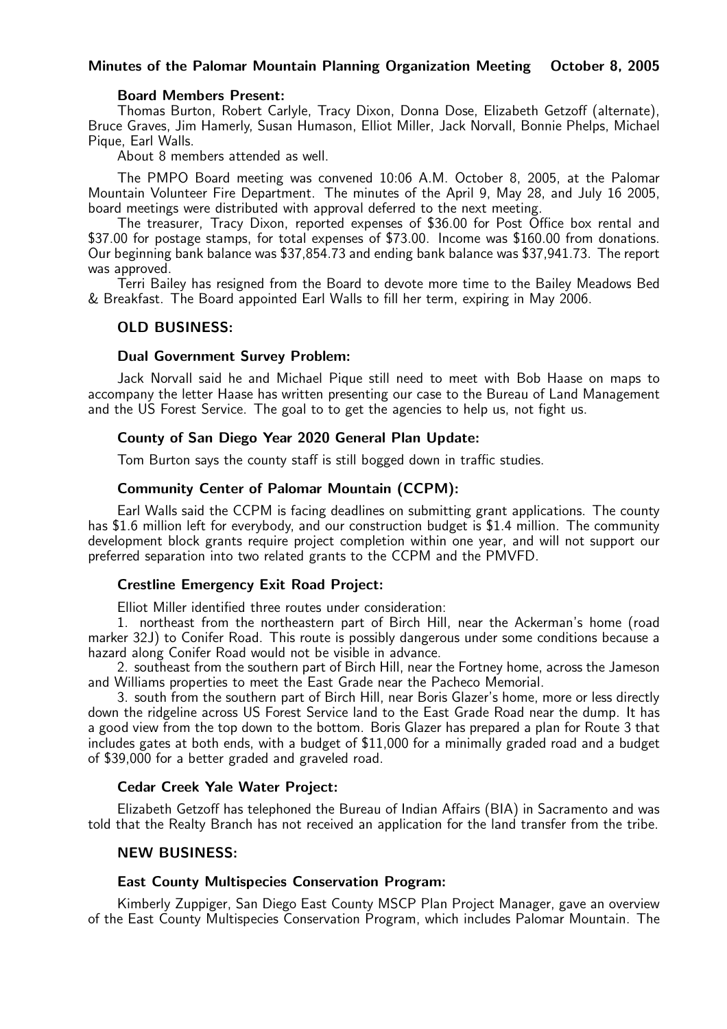**Minutes of the Palomar Mountain Planning Organization Meeting October 8, 2005**

**Board Members Present:**

Thomas Burton, Robert Carlyle, Tracy Dixon, Donna Dose, Elizabeth Getzoff (alternate), Bruce Graves, Jim Hamerly, Susan Humason, Elliot Miller, Jack Norvall, Bonnie Phelps, Michael Pique, Earl Walls.

About 8 members attended as well.

The PMPO Board meeting was convened 10:06 A.M. October 8, 2005, at the Palomar Mountain Volunteer Fire Department. The minutes of the April 9, May 28, and July 16 2005, board meetings were distributed with approval deferred to the next meeting.

The treasurer, Tracy Dixon, reported expenses of $36.00 for Post Office box rental and $37.00 for postage stamps, for total expenses of $73.00. Income was $160.00 from donations. Our beginning bank balance was $37,854.73 and ending bank balance was $37,941.73. The report was approved.

Terri Bailey has resigned from the Board to devote more time to the Bailey Meadows Bed & Breakfast. The Board appointed Earl Walls to fill her term, expiring in May 2006.

## OLD BUSINESS:

### Dual Government Survey Problem:

Jack Norvall said he and Michael Pique still need to meet with Bob Haase on maps to accompany the letter Haase has written presenting our case to the Bureau of Land Management and the US Forest Service. The goal to to get the agencies to help us, not fight us.

### County of San Diego Year 2020 General Plan Update:

Tom Burton says the county staff is still bogged down in traffic studies.

### Community Center of Palomar Mountain (CCPM):

Earl Walls said the CCPM is facing deadlines on submitting grant applications. The county has $1.6 million left for everybody, and our construction budget is $1.4 million. The community development block grants require project completion within one year, and will not support our preferred separation into two related grants to the CCPM and the PMVFD.

### Crestline Emergency Exit Road Project:

Elliot Miller identified three routes under consideration:

1. northeast from the northeastern part of Birch Hill, near the Ackerman's home (road marker 32J) to Conifer Road. This route is possibly dangerous under some conditions because a hazard along Conifer Road would not be visible in advance.

2. southeast from the southern part of Birch Hill, near the Fortney home, across the Jameson and Williams properties to meet the East Grade near the Pacheco Memorial.

3. south from the southern part of Birch Hill, near Boris Glazer's home, more or less directly down the ridgeline across US Forest Service land to the East Grade Road near the dump. It has a good view from the top down to the bottom. Boris Glazer has prepared a plan for Route 3 that includes gates at both ends, with a budget of $11,000 for a minimally graded road and a budget of $39,000 for a better graded and graveled road.

### Cedar Creek Yale Water Project:

Elizabeth Getzoff has telephoned the Bureau of Indian Affairs (BIA) in Sacramento and was told that the Realty Branch has not received an application for the land transfer from the tribe.

## NEW BUSINESS:

### East County Multispecies Conservation Program:

Kimberly Zuppiger, San Diego East County MSCP Plan Project Manager, gave an overview of the East County Multispecies Conservation Program, which includes Palomar Mountain. The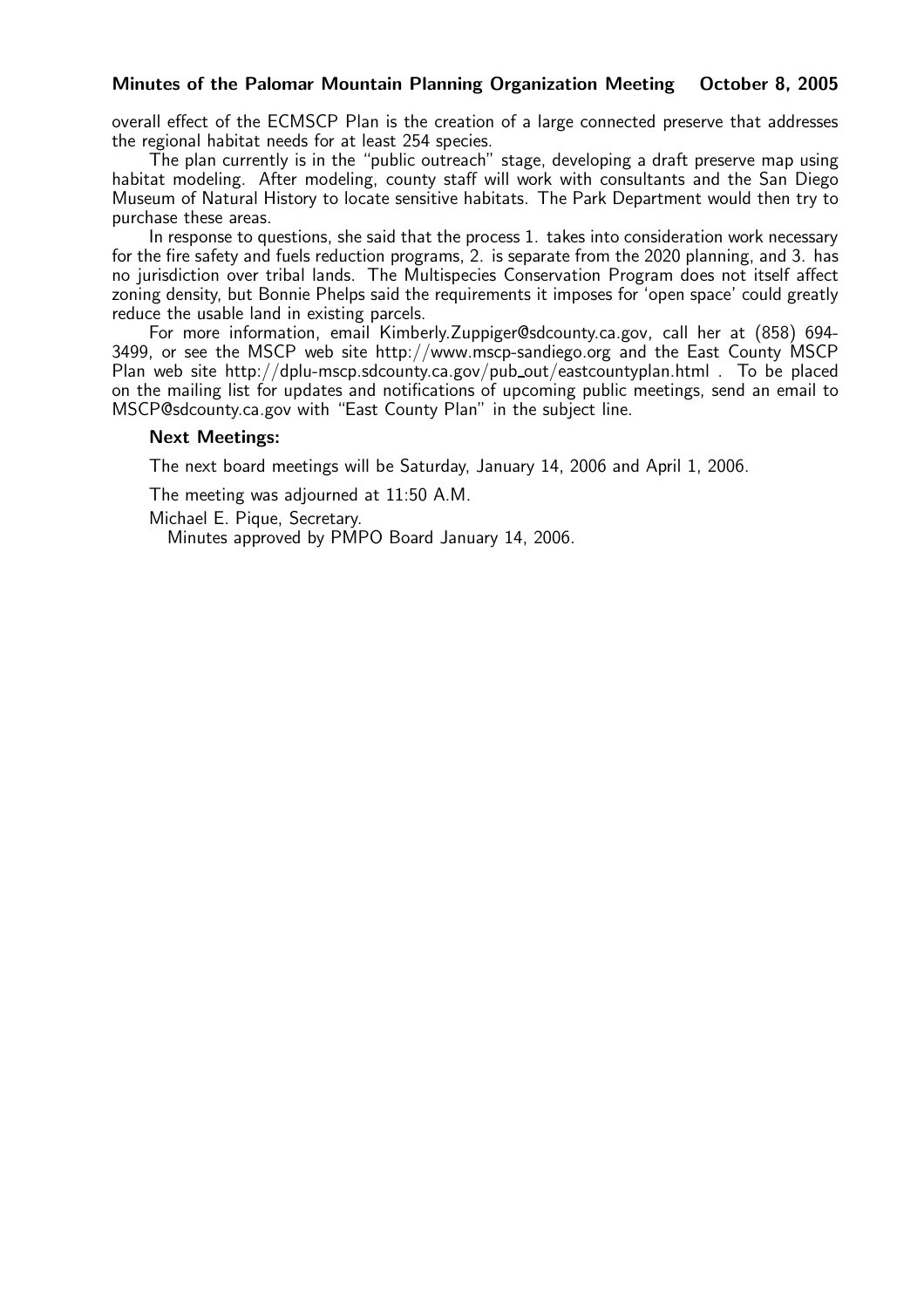overall effect of the ECMSCP Plan is the creation of a large connected preserve that addresses the regional habitat needs for at least 254 species.

The plan currently is in the "public outreach" stage, developing a draft preserve map using habitat modeling. After modeling, county staff will work with consultants and the San Diego Museum of Natural History to locate sensitive habitats. The Park Department would then try to purchase these areas.

In response to questions, she said that the process 1. takes into consideration work necessary for the fire safety and fuels reduction programs, 2. is separate from the 2020 planning, and 3. has no jurisdiction over tribal lands. The Multispecies Conservation Program does not itself affect zoning density, but Bonnie Phelps said the requirements it imposes for 'open space' could greatly reduce the usable land in existing parcels.

For more information, email Kimberly.Zuppiger@sdcounty.ca.gov, call her at (858) 694-3499, or see the MSCP web site http://www.mscp-sandiego.org and the East County MSCP Plan web site http://dplu-mscp.sdcounty.ca.gov/pub_out/eastcountyplan.html . To be placed on the mailing list for updates and notifications of upcoming public meetings, send an email to MSCP@sdcounty.ca.gov with "East County Plan" in the subject line.

### Next Meetings:

The next board meetings will be Saturday, January 14, 2006 and April 1, 2006.

The meeting was adjourned at 11:50 A.M.

Michael E. Pique, Secretary.

Minutes approved by PMPO Board January 14, 2006.